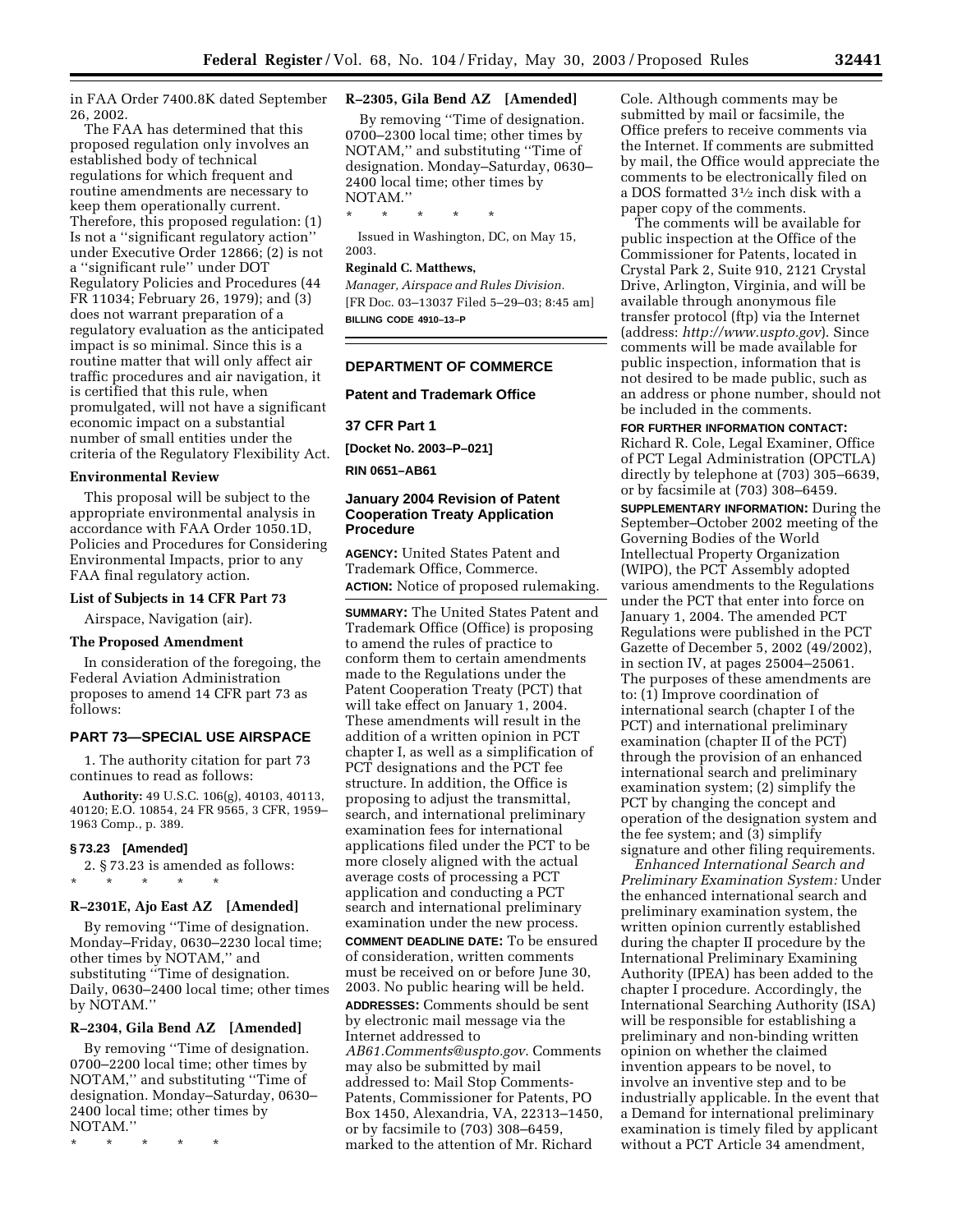in FAA Order 7400.8K dated September 26, 2002.

The FAA has determined that this proposed regulation only involves an established body of technical regulations for which frequent and routine amendments are necessary to keep them operationally current. Therefore, this proposed regulation: (1) Is not a ''significant regulatory action'' under Executive Order 12866; (2) is not a ''significant rule'' under DOT Regulatory Policies and Procedures (44 FR 11034; February 26, 1979); and (3) does not warrant preparation of a regulatory evaluation as the anticipated impact is so minimal. Since this is a routine matter that will only affect air traffic procedures and air navigation, it is certified that this rule, when promulgated, will not have a significant economic impact on a substantial number of small entities under the criteria of the Regulatory Flexibility Act.

### Environmental Review

This proposal will be subject to the appropriate environmental analysis in accordance with FAA Order 1050.1D, Policies and Procedures for Considering Environmental Impacts, prior to any FAA final regulatory action.

### List of Subjects in 14 CFR Part 73

Airspace, Navigation (air).

### The Proposed Amendment

In consideration of the foregoing, the Federal Aviation Administration proposes to amend 14 CFR part 73 as follows:

## PART 73—SPECIAL USE AIRSPACE

1. The authority citation for part 73 continues to read as follows:

**Authority:** 49 U.S.C. 106(g), 40103, 40113, 40120; E.O. 10854, 24 FR 9565, 3 CFR, 1959–1963 Comp., p. 389.

### § 73.23 [Amended]

2. § 73.23 is amended as follows:

\* \* \* \* \*

### R–2301E, Ajo East AZ [Amended]

By removing ''Time of designation. Monday–Friday, 0630–2230 local time; other times by NOTAM,'' and substituting ''Time of designation. Daily, 0630–2400 local time; other times by NOTAM.''

### R–2304, Gila Bend AZ [Amended]

By removing ''Time of designation. 0700–2200 local time; other times by NOTAM,'' and substituting ''Time of designation. Monday–Saturday, 0630–2400 local time; other times by NOTAM.''

\* \* \* \* \*

### R–2305, Gila Bend AZ [Amended]

By removing ''Time of designation. 0700–2300 local time; other times by NOTAM,'' and substituting ''Time of designation. Monday–Saturday, 0630–2400 local time; other times by NOTAM.''

\* \* \* \* \*

Issued in Washington, DC, on May 15, 2003.

**Reginald C. Matthews,**
*Manager, Airspace and Rules Division.*

[FR Doc. 03–13037 Filed 5–29–03; 8:45 am]

**BILLING CODE 4910–13–P**

## DEPARTMENT OF COMMERCE

## Patent and Trademark Office

## 37 CFR Part 1

**[Docket No. 2003–P–021]**

**RIN 0651–AB61**

## January 2004 Revision of Patent Cooperation Treaty Application Procedure

**AGENCY:** United States Patent and Trademark Office, Commerce.

**ACTION:** Notice of proposed rulemaking.

**SUMMARY:** The United States Patent and Trademark Office (Office) is proposing to amend the rules of practice to conform them to certain amendments made to the Regulations under the Patent Cooperation Treaty (PCT) that will take effect on January 1, 2004. These amendments will result in the addition of a written opinion in PCT chapter I, as well as a simplification of PCT designations and the PCT fee structure. In addition, the Office is proposing to adjust the transmittal, search, and international preliminary examination fees for international applications filed under the PCT to be more closely aligned with the actual average costs of processing a PCT application and conducting a PCT search and international preliminary examination under the new process.

**COMMENT DEADLINE DATE:** To be ensured of consideration, written comments must be received on or before June 30, 2003. No public hearing will be held.

**ADDRESSES:** Comments should be sent by electronic mail message via the Internet addressed to *AB61.Comments@uspto.gov*. Comments may also be submitted by mail addressed to: Mail Stop Comments-Patents, Commissioner for Patents, PO Box 1450, Alexandria, VA, 22313–1450, or by facsimile to (703) 308–6459, marked to the attention of Mr. Richard Cole. Although comments may be submitted by mail or facsimile, the Office prefers to receive comments via the Internet. If comments are submitted by mail, the Office would appreciate the comments to be electronically filed on a DOS formatted 3½ inch disk with a paper copy of the comments.

The comments will be available for public inspection at the Office of the Commissioner for Patents, located in Crystal Park 2, Suite 910, 2121 Crystal Drive, Arlington, Virginia, and will be available through anonymous file transfer protocol (ftp) via the Internet (address: *http://www.uspto.gov*). Since comments will be made available for public inspection, information that is not desired to be made public, such as an address or phone number, should not be included in the comments.

**FOR FURTHER INFORMATION CONTACT:** Richard R. Cole, Legal Examiner, Office of PCT Legal Administration (OPCTLA) directly by telephone at (703) 305–6639, or by facsimile at (703) 308–6459.

**SUPPLEMENTARY INFORMATION:** During the September–October 2002 meeting of the Governing Bodies of the World Intellectual Property Organization (WIPO), the PCT Assembly adopted various amendments to the Regulations under the PCT that enter into force on January 1, 2004. The amended PCT Regulations were published in the PCT Gazette of December 5, 2002 (49/2002), in section IV, at pages 25004–25061. The purposes of these amendments are to: (1) Improve coordination of international search (chapter I of the PCT) and international preliminary examination (chapter II of the PCT) through the provision of an enhanced international search and preliminary examination system; (2) simplify the PCT by changing the concept and operation of the designation system and the fee system; and (3) simplify signature and other filing requirements.

*Enhanced International Search and Preliminary Examination System:* Under the enhanced international search and preliminary examination system, the written opinion currently established during the chapter II procedure by the International Preliminary Examining Authority (IPEA) has been added to the chapter I procedure. Accordingly, the International Searching Authority (ISA) will be responsible for establishing a preliminary and non-binding written opinion on whether the claimed invention appears to be novel, to involve an inventive step and to be industrially applicable. In the event that a Demand for international preliminary examination is timely filed by applicant without a PCT Article 34 amendment,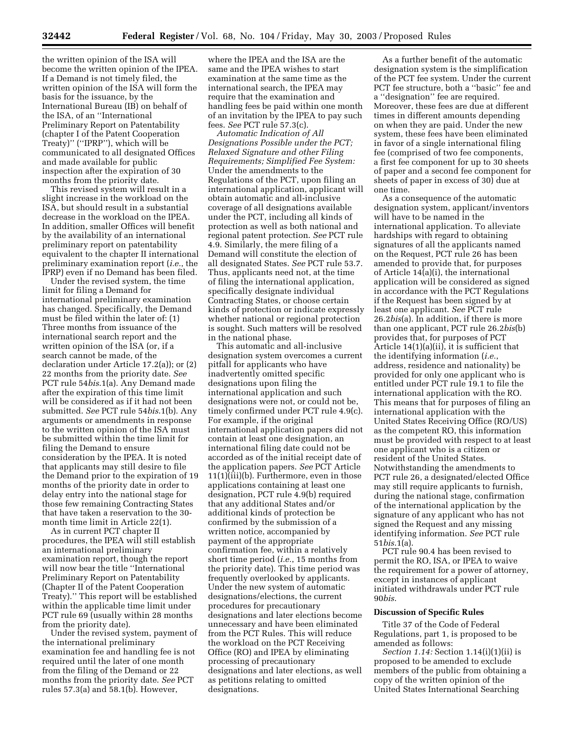the written opinion of the ISA will become the written opinion of the IPEA. If a Demand is not timely filed, the written opinion of the ISA will form the basis for the issuance, by the International Bureau (IB) on behalf of the ISA, of an ''International Preliminary Report on Patentability (chapter I of the Patent Cooperation Treaty)'' (''IPRP''), which will be communicated to all designated Offices and made available for public inspection after the expiration of 30 months from the priority date.

This revised system will result in a slight increase in the workload on the ISA, but should result in a substantial decrease in the workload on the IPEA. In addition, smaller Offices will benefit by the availability of an international preliminary report on patentability equivalent to the chapter II international preliminary examination report (*i.e.*, the IPRP) even if no Demand has been filed.

Under the revised system, the time limit for filing a Demand for international preliminary examination has changed. Specifically, the Demand must be filed within the later of: (1) Three months from issuance of the international search report and the written opinion of the ISA (or, if a search cannot be made, of the declaration under Article 17.2(a)); or (2) 22 months from the priority date. *See* PCT rule 54*bis*.1(a). Any Demand made after the expiration of this time limit will be considered as if it had not been submitted. *See* PCT rule 54*bis*.1(b). Any arguments or amendments in response to the written opinion of the ISA must be submitted within the time limit for filing the Demand to ensure consideration by the IPEA. It is noted that applicants may still desire to file the Demand prior to the expiration of 19 months of the priority date in order to delay entry into the national stage for those few remaining Contracting States that have taken a reservation to the 30-month time limit in Article 22(1).

As in current PCT chapter II procedures, the IPEA will still establish an international preliminary examination report, though the report will now bear the title ''International Preliminary Report on Patentability (Chapter II of the Patent Cooperation Treaty).'' This report will be established within the applicable time limit under PCT rule 69 (usually within 28 months from the priority date).

Under the revised system, payment of the international preliminary examination fee and handling fee is not required until the later of one month from the filing of the Demand or 22 months from the priority date. *See* PCT rules 57.3(a) and 58.1(b). However, where the IPEA and the ISA are the same and the IPEA wishes to start examination at the same time as the international search, the IPEA may require that the examination and handling fees be paid within one month of an invitation by the IPEA to pay such fees. *See* PCT rule 57.3(c).

*Automatic Indication of All Designations Possible under the PCT; Relaxed Signature and other Filing Requirements; Simplified Fee System:* Under the amendments to the Regulations of the PCT, upon filing an international application, applicant will obtain automatic and all-inclusive coverage of all designations available under the PCT, including all kinds of protection as well as both national and regional patent protection. *See* PCT rule 4.9. Similarly, the mere filing of a Demand will constitute the election of all designated States. *See* PCT rule 53.7. Thus, applicants need not, at the time of filing the international application, specifically designate individual Contracting States, or choose certain kinds of protection or indicate expressly whether national or regional protection is sought. Such matters will be resolved in the national phase.

This automatic and all-inclusive designation system overcomes a current pitfall for applicants who have inadvertently omitted specific designations upon filing the international application and such designations were not, or could not be, timely confirmed under PCT rule 4.9(c). For example, if the original international application papers did not contain at least one designation, an international filing date could not be accorded as of the initial receipt date of the application papers. *See* PCT Article 11(1)(iii)(b). Furthermore, even in those applications containing at least one designation, PCT rule 4.9(b) required that any additional States and/or additional kinds of protection be confirmed by the submission of a written notice, accompanied by payment of the appropriate confirmation fee, within a relatively short time period (*i.e.*, 15 months from the priority date). This time period was frequently overlooked by applicants. Under the new system of automatic designations/elections, the current procedures for precautionary designations and later elections become unnecessary and have been eliminated from the PCT Rules. This will reduce the workload on the PCT Receiving Office (RO) and IPEA by eliminating processing of precautionary designations and later elections, as well as petitions relating to omitted designations.

As a further benefit of the automatic designation system is the simplification of the PCT fee system. Under the current PCT fee structure, both a ''basic'' fee and a ''designation'' fee are required. Moreover, these fees are due at different times in different amounts depending on when they are paid. Under the new system, these fees have been eliminated in favor of a single international filing fee (comprised of two fee components, a first fee component for up to 30 sheets of paper and a second fee component for sheets of paper in excess of 30) due at one time.

As a consequence of the automatic designation system, applicant/inventors will have to be named in the international application. To alleviate hardships with regard to obtaining signatures of all the applicants named on the Request, PCT rule 26 has been amended to provide that, for purposes of Article 14(a)(i), the international application will be considered as signed in accordance with the PCT Regulations if the Request has been signed by at least one applicant. *See* PCT rule 26.2*bis*(a). In addition, if there is more than one applicant, PCT rule 26.2*bis*(b) provides that, for purposes of PCT Article 14(1)(a)(ii), it is sufficient that the identifying information (*i.e.*, address, residence and nationality) be provided for only one applicant who is entitled under PCT rule 19.1 to file the international application with the RO. This means that for purposes of filing an international application with the United States Receiving Office (RO/US) as the competent RO, this information must be provided with respect to at least one applicant who is a citizen or resident of the United States. Notwithstanding the amendments to PCT rule 26, a designated/elected Office may still require applicants to furnish, during the national stage, confirmation of the international application by the signature of any applicant who has not signed the Request and any missing identifying information. *See* PCT rule 51*bis*.1(a).

PCT rule 90.4 has been revised to permit the RO, ISA, or IPEA to waive the requirement for a power of attorney, except in instances of applicant initiated withdrawals under PCT rule 90*bis*.

**Discussion of Specific Rules**

Title 37 of the Code of Federal Regulations, part 1, is proposed to be amended as follows:

*Section 1.14:* Section 1.14(i)(1)(ii) is proposed to be amended to exclude members of the public from obtaining a copy of the written opinion of the United States International Searching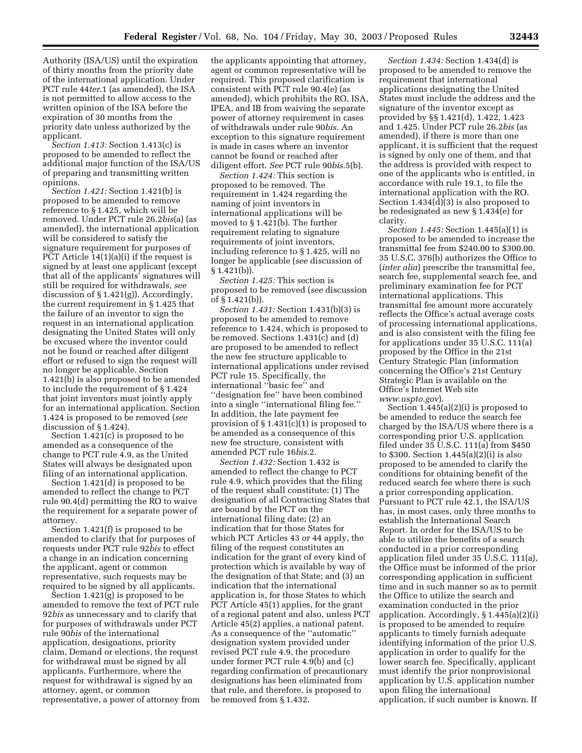Authority (ISA/US) until the expiration of thirty months from the priority date of the international application. Under PCT rule 44*ter*.1 (as amended), the ISA is not permitted to allow access to the written opinion of the ISA before the expiration of 30 months from the priority date unless authorized by the applicant.

*Section 1.413:* Section 1.413(c) is proposed to be amended to reflect the additional major function of the ISA/US of preparing and transmitting written opinions.

*Section 1.421:* Section 1.421(b) is proposed to be amended to remove reference to § 1.425, which will be removed. Under PCT rule 26.2*bis*(a) (as amended), the international application will be considered to satisfy the signature requirement for purposes of PCT Article 14(1)(a)(i) if the request is signed by at least one applicant (except that all of the applicants' signatures will still be required for withdrawals, *see* discussion of § 1.421(g)). Accordingly, the current requirement in § 1.425 that the failure of an inventor to sign the request in an international application designating the United States will only be excused where the inventor could not be found or reached after diligent effort or refused to sign the request will no longer be applicable. Section 1.421(b) is also proposed to be amended to include the requirement of § 1.424 that joint inventors must jointly apply for an international application. Section 1.424 is proposed to be removed (*see* discussion of § 1.424).

Section 1.421(c) is proposed to be amended as a consequence of the change to PCT rule 4.9, as the United States will always be designated upon filing of an international application.

Section 1.421(d) is proposed to be amended to reflect the change to PCT rule 90.4(d) permitting the RO to waive the requirement for a separate power of attorney.

Section 1.421(f) is proposed to be amended to clarify that for purposes of requests under PCT rule 92*bis* to effect a change in an indication concerning the applicant, agent or common representative, such requests may be required to be signed by all applicants.

Section 1.421(g) is proposed to be amended to remove the text of PCT rule 92*bis* as unnecessary and to clarify that for purposes of withdrawals under PCT rule 90*bis* of the international application, designations, priority claim, Demand or elections, the request for withdrawal must be signed by all applicants. Furthermore, where the request for withdrawal is signed by an attorney, agent, or common representative, a power of attorney from the applicants appointing that attorney, agent or common representative will be required. This proposed clarification is consistent with PCT rule 90.4(e) (as amended), which prohibits the RO, ISA, IPEA, and IB from waiving the separate power of attorney requirement in cases of withdrawals under rule 90*bis*. An exception to this signature requirement is made in cases where an inventor cannot be found or reached after diligent effort. *See* PCT rule 90*bis*.5(b).

*Section 1.424:* This section is proposed to be removed. The requirement in 1.424 regarding the naming of joint inventors in international applications will be moved to § 1.421(b). The further requirement relating to signature requirements of joint inventors, including reference to § 1.425, will no longer be applicable (*see* discussion of § 1.421(b)).

*Section 1.425:* This section is proposed to be removed (*see* discussion of § 1.421(b)).

*Section 1.431:* Section 1.431(b)(3) is proposed to be amended to remove reference to 1.424, which is proposed to be removed. Sections 1.431(c) and (d) are proposed to be amended to reflect the new fee structure applicable to international applications under revised PCT rule 15. Specifically, the international "basic fee" and "designation fee" have been combined into a single "international filing fee." In addition, the late payment fee provision of § 1.431(c)(1) is proposed to be amended as a consequence of this new fee structure, consistent with amended PCT rule 16*bis*.2.

*Section 1.432:* Section 1.432 is amended to reflect the change to PCT rule 4.9, which provides that the filing of the request shall constitute: (1) The designation of all Contracting States that are bound by the PCT on the international filing date; (2) an indication that for those States for which PCT Articles 43 or 44 apply, the filing of the request constitutes an indication for the grant of every kind of protection which is available by way of the designation of that State; and (3) an indication that the international application is, for those States to which PCT Article 45(1) applies, for the grant of a regional patent and also, unless PCT Article 45(2) applies, a national patent. As a consequence of the "automatic" designation system provided under revised PCT rule 4.9, the procedure under former PCT rule 4.9(b) and (c) regarding confirmation of precautionary designations has been eliminated from that rule, and therefore, is proposed to be removed from § 1.432.

*Section 1.434:* Section 1.434(d) is proposed to be amended to remove the requirement that international applications designating the United States must include the address and the signature of the inventor except as provided by §§ 1.421(d), 1.422, 1.423 and 1.425. Under PCT rule 26.2*bis* (as amended), if there is more than one applicant, it is sufficient that the request is signed by only one of them, and that the address is provided with respect to one of the applicants who is entitled, in accordance with rule 19.1, to file the international application with the RO. Section 1.434(d)(3) is also proposed to be redesignated as new § 1.434(e) for clarity.

*Section 1.445:* Section 1.445(a)(1) is proposed to be amended to increase the transmittal fee from $240.00 to $300.00. 35 U.S.C. 376(b) authorizes the Office to (*inter alia*) prescribe the transmittal fee, search fee, supplemental search fee, and preliminary examination fee for PCT international applications. This transmittal fee amount more accurately reflects the Office's actual average costs of processing international applications, and is also consistent with the filing fee for applications under 35 U.S.C. 111(a) proposed by the Office in the 21st Century Strategic Plan (information concerning the Office's 21st Century Strategic Plan is available on the Office's Internet Web site *www.uspto.gov*).

Section 1.445(a)(2)(i) is proposed to be amended to reduce the search fee charged by the ISA/US where there is a corresponding prior U.S. application filed under 35 U.S.C. 111(a) from $450 to $300. Section 1.445(a)(2)(i) is also proposed to be amended to clarify the conditions for obtaining benefit of the reduced search fee where there is such a prior corresponding application. Pursuant to PCT rule 42.1, the ISA/US has, in most cases, only three months to establish the International Search Report. In order for the ISA/US to be able to utilize the benefits of a search conducted in a prior corresponding application filed under 35 U.S.C. 111(a), the Office must be informed of the prior corresponding application in sufficient time and in such manner so as to permit the Office to utilize the search and examination conducted in the prior application. Accordingly, § 1.445(a)(2)(i) is proposed to be amended to require applicants to timely furnish adequate identifying information of the prior U.S. application in order to qualify for the lower search fee. Specifically, applicant must identify the prior nonprovisional application by U.S. application number upon filing the international application, if such number is known. If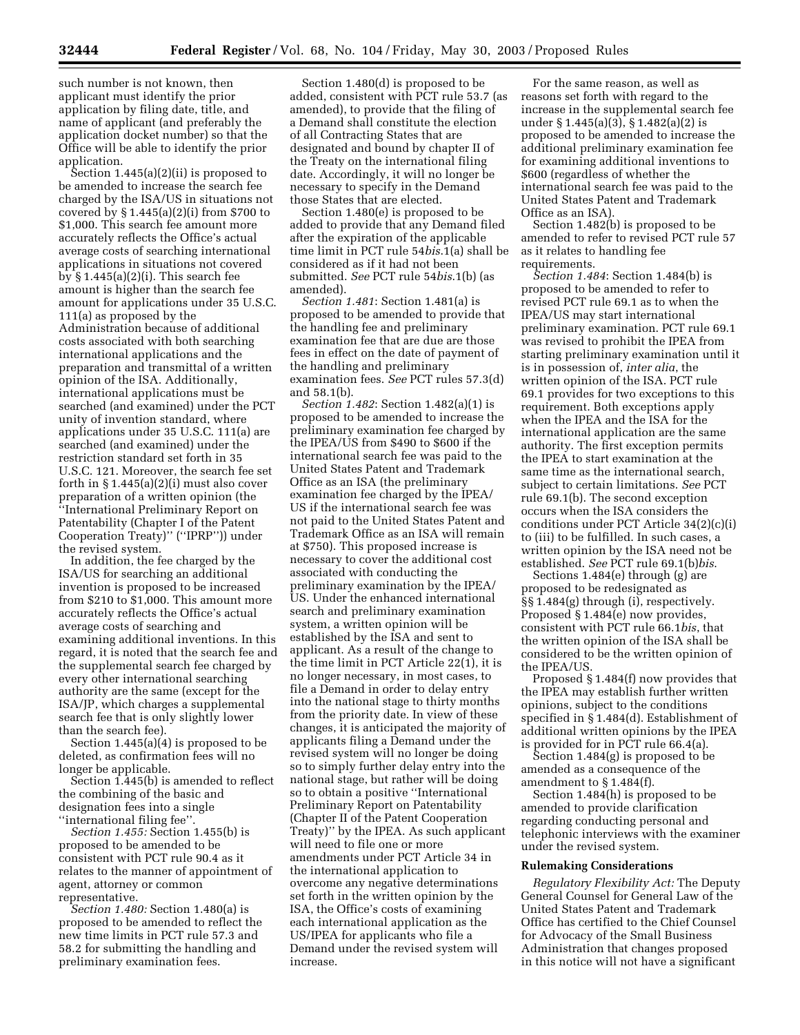such number is not known, then applicant must identify the prior application by filing date, title, and name of applicant (and preferably the application docket number) so that the Office will be able to identify the prior application.

Section 1.445(a)(2)(ii) is proposed to be amended to increase the search fee charged by the ISA/US in situations not covered by § 1.445(a)(2)(i) from $700 to $1,000. This search fee amount more accurately reflects the Office's actual average costs of searching international applications in situations not covered by § 1.445(a)(2)(i). This search fee amount is higher than the search fee amount for applications under 35 U.S.C. 111(a) as proposed by the Administration because of additional costs associated with both searching international applications and the preparation and transmittal of a written opinion of the ISA. Additionally, international applications must be searched (and examined) under the PCT unity of invention standard, where applications under 35 U.S.C. 111(a) are searched (and examined) under the restriction standard set forth in 35 U.S.C. 121. Moreover, the search fee set forth in § 1.445(a)(2)(i) must also cover preparation of a written opinion (the ''International Preliminary Report on Patentability (Chapter I of the Patent Cooperation Treaty)'' (''IPRP'')) under the revised system.

In addition, the fee charged by the ISA/US for searching an additional invention is proposed to be increased from $210 to $1,000. This amount more accurately reflects the Office's actual average costs of searching and examining additional inventions. In this regard, it is noted that the search fee and the supplemental search fee charged by every other international searching authority are the same (except for the ISA/JP, which charges a supplemental search fee that is only slightly lower than the search fee).

Section 1.445(a)(4) is proposed to be deleted, as confirmation fees will no longer be applicable.

Section 1.445(b) is amended to reflect the combining of the basic and designation fees into a single ''international filing fee''.

*Section 1.455:* Section 1.455(b) is proposed to be amended to be consistent with PCT rule 90.4 as it relates to the manner of appointment of agent, attorney or common representative.

*Section 1.480:* Section 1.480(a) is proposed to be amended to reflect the new time limits in PCT rule 57.3 and 58.2 for submitting the handling and preliminary examination fees.

Section 1.480(d) is proposed to be added, consistent with PCT rule 53.7 (as amended), to provide that the filing of a Demand shall constitute the election of all Contracting States that are designated and bound by chapter II of the Treaty on the international filing date. Accordingly, it will no longer be necessary to specify in the Demand those States that are elected.

Section 1.480(e) is proposed to be added to provide that any Demand filed after the expiration of the applicable time limit in PCT rule 54*bis*.1(a) shall be considered as if it had not been submitted. *See* PCT rule 54*bis*.1(b) (as amended).

*Section 1.481*: Section 1.481(a) is proposed to be amended to provide that the handling fee and preliminary examination fee that are due are those fees in effect on the date of payment of the handling and preliminary examination fees. *See* PCT rules 57.3(d) and 58.1(b).

*Section 1.482*: Section 1.482(a)(1) is proposed to be amended to increase the preliminary examination fee charged by the IPEA/US from $490 to $600 if the international search fee was paid to the United States Patent and Trademark Office as an ISA (the preliminary examination fee charged by the IPEA/US if the international search fee was not paid to the United States Patent and Trademark Office as an ISA will remain at $750). This proposed increase is necessary to cover the additional cost associated with conducting the preliminary examination by the IPEA/US. Under the enhanced international search and preliminary examination system, a written opinion will be established by the ISA and sent to applicant. As a result of the change to the time limit in PCT Article 22(1), it is no longer necessary, in most cases, to file a Demand in order to delay entry into the national stage to thirty months from the priority date. In view of these changes, it is anticipated the majority of applicants filing a Demand under the revised system will no longer be doing so to simply further delay entry into the national stage, but rather will be doing so to obtain a positive ''International Preliminary Report on Patentability (Chapter II of the Patent Cooperation Treaty)'' by the IPEA. As such applicant will need to file one or more amendments under PCT Article 34 in the international application to overcome any negative determinations set forth in the written opinion by the ISA, the Office's costs of examining each international application as the US/IPEA for applicants who file a Demand under the revised system will increase.

For the same reason, as well as reasons set forth with regard to the increase in the supplemental search fee under § 1.445(a)(3), § 1.482(a)(2) is proposed to be amended to increase the additional preliminary examination fee for examining additional inventions to $600 (regardless of whether the international search fee was paid to the United States Patent and Trademark Office as an ISA).

Section 1.482(b) is proposed to be amended to refer to revised PCT rule 57 as it relates to handling fee requirements.

*Section 1.484*: Section 1.484(b) is proposed to be amended to refer to revised PCT rule 69.1 as to when the IPEA/US may start international preliminary examination. PCT rule 69.1 was revised to prohibit the IPEA from starting preliminary examination until it is in possession of, *inter alia*, the written opinion of the ISA. PCT rule 69.1 provides for two exceptions to this requirement. Both exceptions apply when the IPEA and the ISA for the international application are the same authority. The first exception permits the IPEA to start examination at the same time as the international search, subject to certain limitations. *See* PCT rule 69.1(b). The second exception occurs when the ISA considers the conditions under PCT Article 34(2)(c)(i) to (iii) to be fulfilled. In such cases, a written opinion by the ISA need not be established. *See* PCT rule 69.1(b)*bis*.

Sections 1.484(e) through (g) are proposed to be redesignated as §§ 1.484(g) through (i), respectively. Proposed § 1.484(e) now provides, consistent with PCT rule 66.1*bis*, that the written opinion of the ISA shall be considered to be the written opinion of the IPEA/US.

Proposed § 1.484(f) now provides that the IPEA may establish further written opinions, subject to the conditions specified in § 1.484(d). Establishment of additional written opinions by the IPEA is provided for in PCT rule 66.4(a).

Section 1.484(g) is proposed to be amended as a consequence of the amendment to § 1.484(f).

Section 1.484(h) is proposed to be amended to provide clarification regarding conducting personal and telephonic interviews with the examiner under the revised system.

## Rulemaking Considerations

*Regulatory Flexibility Act:* The Deputy General Counsel for General Law of the United States Patent and Trademark Office has certified to the Chief Counsel for Advocacy of the Small Business Administration that changes proposed in this notice will not have a significant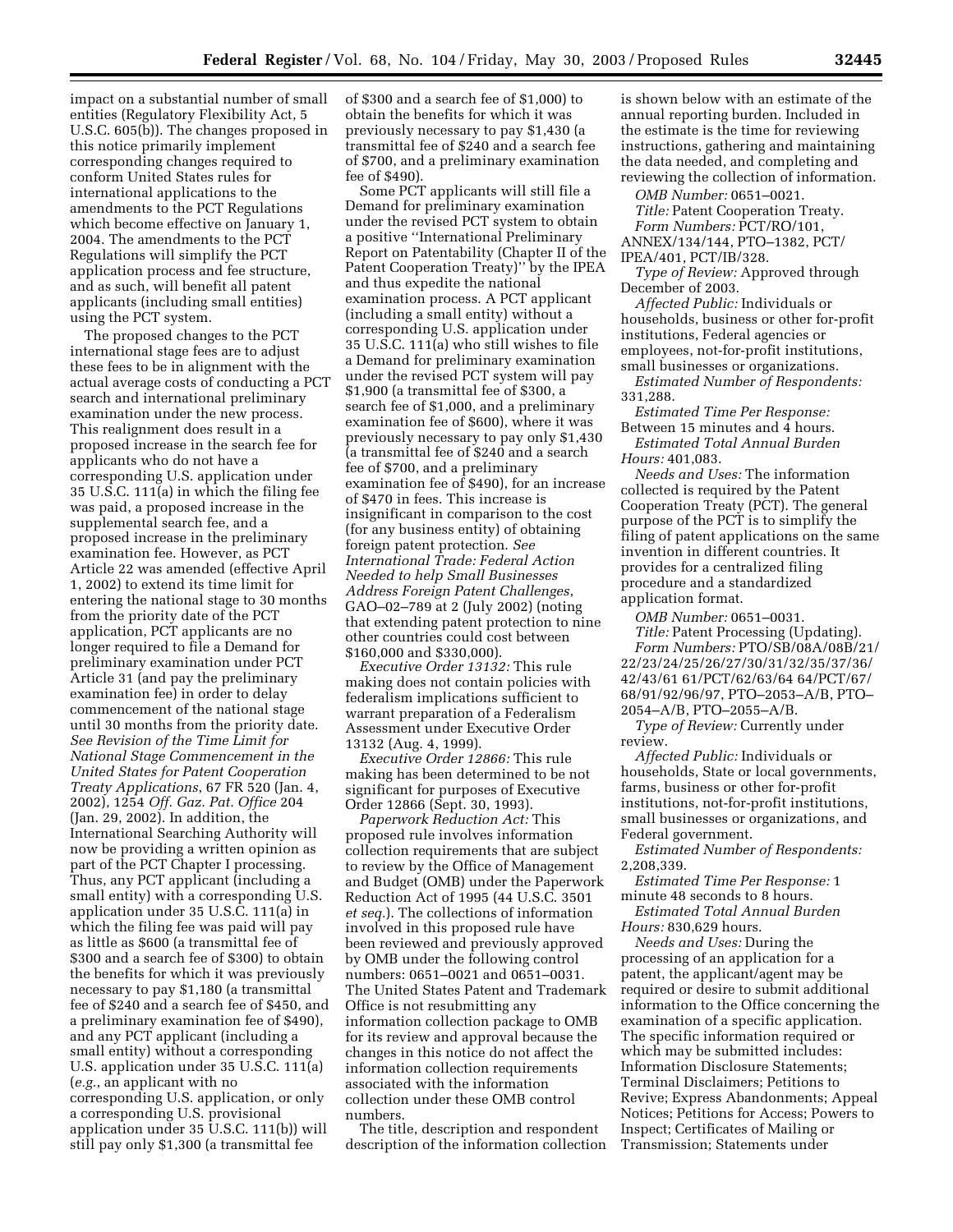impact on a substantial number of small entities (Regulatory Flexibility Act, 5 U.S.C. 605(b)). The changes proposed in this notice primarily implement corresponding changes required to conform United States rules for international applications to the amendments to the PCT Regulations which become effective on January 1, 2004. The amendments to the PCT Regulations will simplify the PCT application process and fee structure, and as such, will benefit all patent applicants (including small entities) using the PCT system.

The proposed changes to the PCT international stage fees are to adjust these fees to be in alignment with the actual average costs of conducting a PCT search and international preliminary examination under the new process. This realignment does result in a proposed increase in the search fee for applicants who do not have a corresponding U.S. application under 35 U.S.C. 111(a) in which the filing fee was paid, a proposed increase in the supplemental search fee, and a proposed increase in the preliminary examination fee. However, as PCT Article 22 was amended (effective April 1, 2002) to extend its time limit for entering the national stage to 30 months from the priority date of the PCT application, PCT applicants are no longer required to file a Demand for preliminary examination under PCT Article 31 (and pay the preliminary examination fee) in order to delay commencement of the national stage until 30 months from the priority date. *See Revision of the Time Limit for National Stage Commencement in the United States for Patent Cooperation Treaty Applications*, 67 FR 520 (Jan. 4, 2002), 1254 *Off. Gaz. Pat. Office* 204 (Jan. 29, 2002). In addition, the International Searching Authority will now be providing a written opinion as part of the PCT Chapter I processing. Thus, any PCT applicant (including a small entity) with a corresponding U.S. application under 35 U.S.C. 111(a) in which the filing fee was paid will pay as little as $600 (a transmittal fee of $300 and a search fee of $300) to obtain the benefits for which it was previously necessary to pay $1,180 (a transmittal fee of $240 and a search fee of $450, and a preliminary examination fee of $490), and any PCT applicant (including a small entity) without a corresponding U.S. application under 35 U.S.C. 111(a) (*e.g.*, an applicant with no corresponding U.S. application, or only a corresponding U.S. provisional application under 35 U.S.C. 111(b)) will still pay only $1,300 (a transmittal fee of $300 and a search fee of $1,000) to obtain the benefits for which it was previously necessary to pay $1,430 (a transmittal fee of $240 and a search fee of $700, and a preliminary examination fee of $490).

Some PCT applicants will still file a Demand for preliminary examination under the revised PCT system to obtain a positive ''International Preliminary Report on Patentability (Chapter II of the Patent Cooperation Treaty)'' by the IPEA and thus expedite the national examination process. A PCT applicant (including a small entity) without a corresponding U.S. application under 35 U.S.C. 111(a) who still wishes to file a Demand for preliminary examination under the revised PCT system will pay $1,900 (a transmittal fee of $300, a search fee of $1,000, and a preliminary examination fee of $600), where it was previously necessary to pay only $1,430 (a transmittal fee of $240 and a search fee of $700, and a preliminary examination fee of $490), for an increase of $470 in fees. This increase is insignificant in comparison to the cost (for any business entity) of obtaining foreign patent protection. *See International Trade: Federal Action Needed to help Small Businesses Address Foreign Patent Challenges*, GAO–02–789 at 2 (July 2002) (noting that extending patent protection to nine other countries could cost between $160,000 and $330,000).

*Executive Order 13132:* This rule making does not contain policies with federalism implications sufficient to warrant preparation of a Federalism Assessment under Executive Order 13132 (Aug. 4, 1999).

*Executive Order 12866:* This rule making has been determined to be not significant for purposes of Executive Order 12866 (Sept. 30, 1993).

*Paperwork Reduction Act:* This proposed rule involves information collection requirements that are subject to review by the Office of Management and Budget (OMB) under the Paperwork Reduction Act of 1995 (44 U.S.C. 3501 *et seq.*). The collections of information involved in this proposed rule have been reviewed and previously approved by OMB under the following control numbers: 0651–0021 and 0651–0031. The United States Patent and Trademark Office is not resubmitting any information collection package to OMB for its review and approval because the changes in this notice do not affect the information collection requirements associated with the information collection under these OMB control numbers.

The title, description and respondent description of the information collection is shown below with an estimate of the annual reporting burden. Included in the estimate is the time for reviewing instructions, gathering and maintaining the data needed, and completing and reviewing the collection of information.

*OMB Number:* 0651–0021.

*Title:* Patent Cooperation Treaty.

*Form Numbers:* PCT/RO/101, ANNEX/134/144, PTO–1382, PCT/IPEA/401, PCT/IB/328.

*Type of Review:* Approved through December of 2003.

*Affected Public:* Individuals or households, business or other for-profit institutions, Federal agencies or employees, not-for-profit institutions, small businesses or organizations.

*Estimated Number of Respondents:* 331,288.

*Estimated Time Per Response:* Between 15 minutes and 4 hours.

*Estimated Total Annual Burden Hours:* 401,083.

*Needs and Uses:* The information collected is required by the Patent Cooperation Treaty (PCT). The general purpose of the PCT is to simplify the filing of patent applications on the same invention in different countries. It provides for a centralized filing procedure and a standardized application format.

*OMB Number:* 0651–0031.

*Title:* Patent Processing (Updating).

*Form Numbers:* PTO/SB/08A/08B/21/22/23/24/25/26/27/30/31/32/35/37/36/42/43/61 61/PCT/62/63/64 64/PCT/67/68/91/92/96/97, PTO–2053–A/B, PTO–2054–A/B, PTO–2055–A/B.

*Type of Review:* Currently under review.

*Affected Public:* Individuals or households, State or local governments, farms, business or other for-profit institutions, not-for-profit institutions, small businesses or organizations, and Federal government.

*Estimated Number of Respondents:* 2,208,339.

*Estimated Time Per Response:* 1 minute 48 seconds to 8 hours.

*Estimated Total Annual Burden Hours:* 830,629 hours.

*Needs and Uses:* During the processing of an application for a patent, the applicant/agent may be required or desire to submit additional information to the Office concerning the examination of a specific application. The specific information required or which may be submitted includes: Information Disclosure Statements; Terminal Disclaimers; Petitions to Revive; Express Abandonments; Appeal Notices; Petitions for Access; Powers to Inspect; Certificates of Mailing or Transmission; Statements under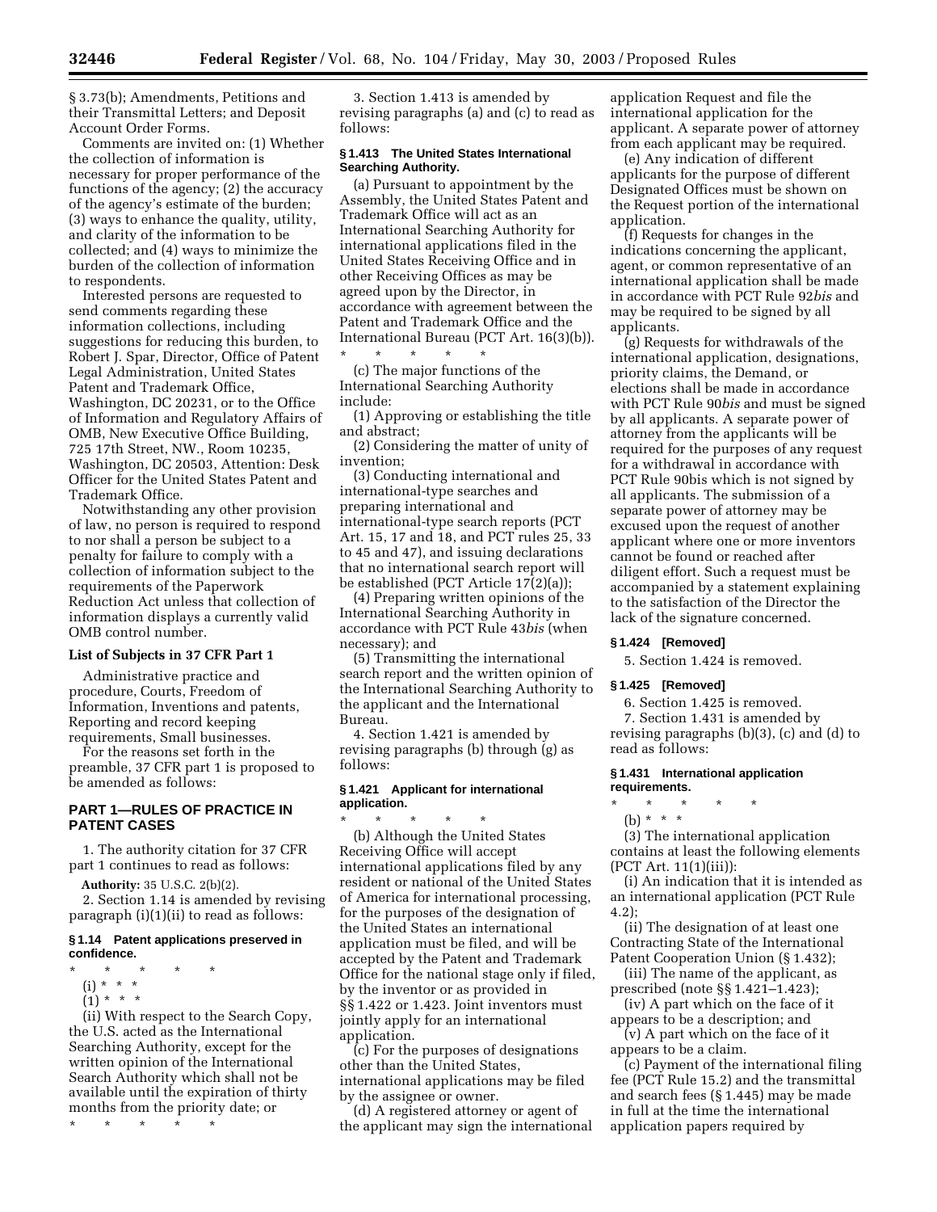§ 3.73(b); Amendments, Petitions and their Transmittal Letters; and Deposit Account Order Forms.

Comments are invited on: (1) Whether the collection of information is necessary for proper performance of the functions of the agency; (2) the accuracy of the agency's estimate of the burden; (3) ways to enhance the quality, utility, and clarity of the information to be collected; and (4) ways to minimize the burden of the collection of information to respondents.

Interested persons are requested to send comments regarding these information collections, including suggestions for reducing this burden, to Robert J. Spar, Director, Office of Patent Legal Administration, United States Patent and Trademark Office, Washington, DC 20231, or to the Office of Information and Regulatory Affairs of OMB, New Executive Office Building, 725 17th Street, NW., Room 10235, Washington, DC 20503, Attention: Desk Officer for the United States Patent and Trademark Office.

Notwithstanding any other provision of law, no person is required to respond to nor shall a person be subject to a penalty for failure to comply with a collection of information subject to the requirements of the Paperwork Reduction Act unless that collection of information displays a currently valid OMB control number.

### List of Subjects in 37 CFR Part 1

Administrative practice and procedure, Courts, Freedom of Information, Inventions and patents, Reporting and record keeping requirements, Small businesses.

For the reasons set forth in the preamble, 37 CFR part 1 is proposed to be amended as follows:

## PART 1—RULES OF PRACTICE IN PATENT CASES

1. The authority citation for 37 CFR part 1 continues to read as follows:

**Authority:** 35 U.S.C. 2(b)(2).

2. Section 1.14 is amended by revising paragraph (i)(1)(ii) to read as follows:

### § 1.14 Patent applications preserved in confidence.

\* \* \* \* \*

(i) \* \* \*

(1) \* \* \*

(ii) With respect to the Search Copy, the U.S. acted as the International Searching Authority, except for the written opinion of the International Search Authority which shall not be available until the expiration of thirty months from the priority date; or

\* \* \* \* \*

3. Section 1.413 is amended by revising paragraphs (a) and (c) to read as follows:

### § 1.413 The United States International Searching Authority.

(a) Pursuant to appointment by the Assembly, the United States Patent and Trademark Office will act as an International Searching Authority for international applications filed in the United States Receiving Office and in other Receiving Offices as may be agreed upon by the Director, in accordance with agreement between the Patent and Trademark Office and the International Bureau (PCT Art. 16(3)(b)).

\* \* \* \* \*

(c) The major functions of the International Searching Authority include:

(1) Approving or establishing the title and abstract;

(2) Considering the matter of unity of invention;

(3) Conducting international and international-type searches and preparing international and international-type search reports (PCT Art. 15, 17 and 18, and PCT rules 25, 33 to 45 and 47), and issuing declarations that no international search report will be established (PCT Article 17(2)(a));

(4) Preparing written opinions of the International Searching Authority in accordance with PCT Rule 43*bis* (when necessary); and

(5) Transmitting the international search report and the written opinion of the International Searching Authority to the applicant and the International Bureau.

4. Section 1.421 is amended by revising paragraphs (b) through (g) as follows:

### § 1.421 Applicant for international application.

\* \* \* \* \*

(b) Although the United States Receiving Office will accept international applications filed by any resident or national of the United States of America for international processing, for the purposes of the designation of the United States an international application must be filed, and will be accepted by the Patent and Trademark Office for the national stage only if filed, by the inventor or as provided in §§ 1.422 or 1.423. Joint inventors must jointly apply for an international application.

(c) For the purposes of designations other than the United States, international applications may be filed by the assignee or owner.

(d) A registered attorney or agent of the applicant may sign the international application Request and file the international application for the applicant. A separate power of attorney from each applicant may be required.

(e) Any indication of different applicants for the purpose of different Designated Offices must be shown on the Request portion of the international application.

(f) Requests for changes in the indications concerning the applicant, agent, or common representative of an international application shall be made in accordance with PCT Rule 92*bis* and may be required to be signed by all applicants.

(g) Requests for withdrawals of the international application, designations, priority claims, the Demand, or elections shall be made in accordance with PCT Rule 90*bis* and must be signed by all applicants. A separate power of attorney from the applicants will be required for the purposes of any request for a withdrawal in accordance with PCT Rule 90bis which is not signed by all applicants. The submission of a separate power of attorney may be excused upon the request of another applicant where one or more inventors cannot be found or reached after diligent effort. Such a request must be accompanied by a statement explaining to the satisfaction of the Director the lack of the signature concerned.

### § 1.424 [Removed]

5. Section 1.424 is removed.

### § 1.425 [Removed]

6. Section 1.425 is removed.

7. Section 1.431 is amended by revising paragraphs (b)(3), (c) and (d) to read as follows:

### § 1.431 International application requirements.

\* \* \* \* \*

(b) \* \* \*

(3) The international application contains at least the following elements (PCT Art. 11(1)(iii)):

(i) An indication that it is intended as an international application (PCT Rule 4.2);

(ii) The designation of at least one Contracting State of the International Patent Cooperation Union (§ 1.432);

(iii) The name of the applicant, as prescribed (note §§ 1.421–1.423);

(iv) A part which on the face of it appears to be a description; and

(v) A part which on the face of it appears to be a claim.

(c) Payment of the international filing fee (PCT Rule 15.2) and the transmittal and search fees (§ 1.445) may be made in full at the time the international application papers required by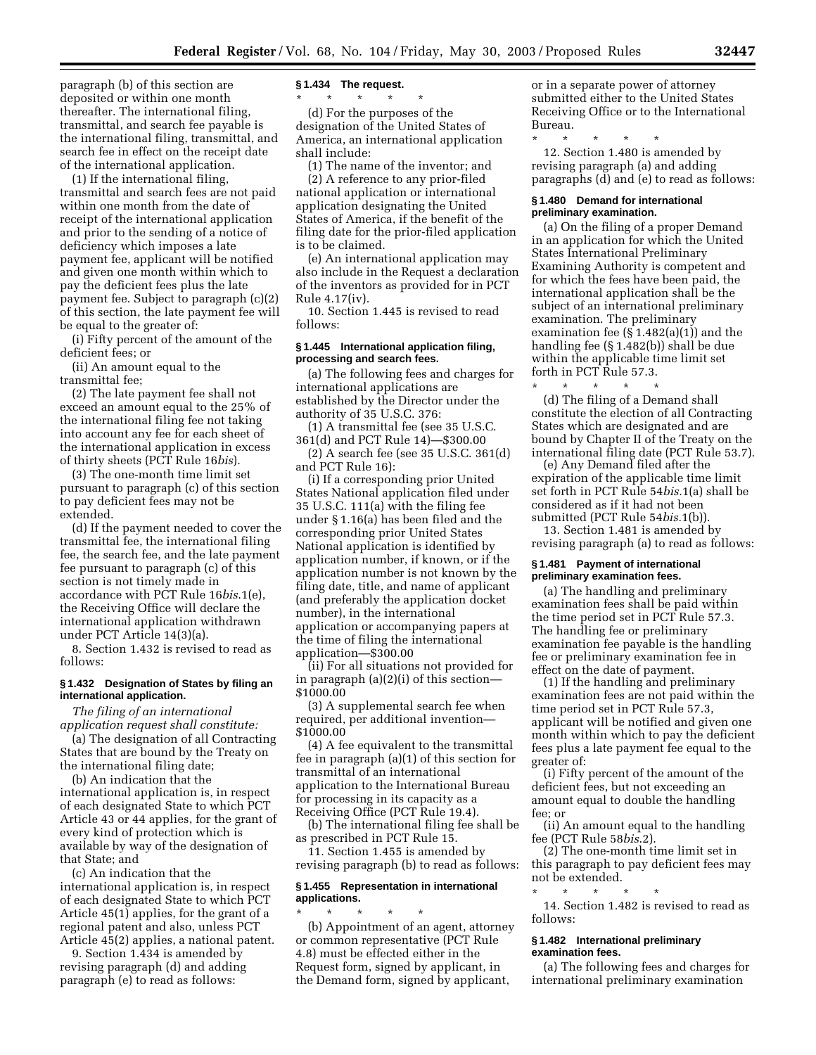paragraph (b) of this section are deposited or within one month thereafter. The international filing, transmittal, and search fee payable is the international filing, transmittal, and search fee in effect on the receipt date of the international application.

(1) If the international filing, transmittal and search fees are not paid within one month from the date of receipt of the international application and prior to the sending of a notice of deficiency which imposes a late payment fee, applicant will be notified and given one month within which to pay the deficient fees plus the late payment fee. Subject to paragraph (c)(2) of this section, the late payment fee will be equal to the greater of:

(i) Fifty percent of the amount of the deficient fees; or

(ii) An amount equal to the transmittal fee;

(2) The late payment fee shall not exceed an amount equal to the 25% of the international filing fee not taking into account any fee for each sheet of the international application in excess of thirty sheets (PCT Rule 16*bis*).

(3) The one-month time limit set pursuant to paragraph (c) of this section to pay deficient fees may not be extended.

(d) If the payment needed to cover the transmittal fee, the international filing fee, the search fee, and the late payment fee pursuant to paragraph (c) of this section is not timely made in accordance with PCT Rule 16*bis*.1(e), the Receiving Office will declare the international application withdrawn under PCT Article 14(3)(a).

8. Section 1.432 is revised to read as follows:

### § 1.432 Designation of States by filing an international application.

*The filing of an international application request shall constitute:*

(a) The designation of all Contracting States that are bound by the Treaty on the international filing date;

(b) An indication that the international application is, in respect of each designated State to which PCT Article 43 or 44 applies, for the grant of every kind of protection which is available by way of the designation of that State; and

(c) An indication that the international application is, in respect of each designated State to which PCT Article 45(1) applies, for the grant of a regional patent and also, unless PCT Article 45(2) applies, a national patent.

9. Section 1.434 is amended by revising paragraph (d) and adding paragraph (e) to read as follows:

### § 1.434 The request.

\* \* \* \* \*

(d) For the purposes of the designation of the United States of America, an international application shall include:

(1) The name of the inventor; and

(2) A reference to any prior-filed national application or international application designating the United States of America, if the benefit of the filing date for the prior-filed application is to be claimed.

(e) An international application may also include in the Request a declaration of the inventors as provided for in PCT Rule 4.17(iv).

10. Section 1.445 is revised to read follows:

### § 1.445 International application filing, processing and search fees.

(a) The following fees and charges for international applications are established by the Director under the authority of 35 U.S.C. 376:

(1) A transmittal fee (see 35 U.S.C. 361(d) and PCT Rule 14)—$300.00

(2) A search fee (see 35 U.S.C. 361(d) and PCT Rule 16):

(i) If a corresponding prior United States National application filed under 35 U.S.C. 111(a) with the filing fee under § 1.16(a) has been filed and the corresponding prior United States National application is identified by application number, if known, or if the application number is not known by the filing date, title, and name of applicant (and preferably the application docket number), in the international application or accompanying papers at the time of filing the international application—$300.00

(ii) For all situations not provided for in paragraph (a)(2)(i) of this section—$1000.00

(3) A supplemental search fee when required, per additional invention—$1000.00

(4) A fee equivalent to the transmittal fee in paragraph (a)(1) of this section for transmittal of an international application to the International Bureau for processing in its capacity as a Receiving Office (PCT Rule 19.4).

(b) The international filing fee shall be as prescribed in PCT Rule 15.

11. Section 1.455 is amended by revising paragraph (b) to read as follows:

### § 1.455 Representation in international applications.

\* \* \* \* \*

(b) Appointment of an agent, attorney or common representative (PCT Rule 4.8) must be effected either in the Request form, signed by applicant, in the Demand form, signed by applicant, or in a separate power of attorney submitted either to the United States Receiving Office or to the International Bureau.

\* \* \* \* \*

12. Section 1.480 is amended by revising paragraph (a) and adding paragraphs (d) and (e) to read as follows:

### § 1.480 Demand for international preliminary examination.

(a) On the filing of a proper Demand in an application for which the United States International Preliminary Examining Authority is competent and for which the fees have been paid, the international application shall be the subject of an international preliminary examination. The preliminary examination fee (§ 1.482(a)(1)) and the handling fee (§ 1.482(b)) shall be due within the applicable time limit set forth in PCT Rule 57.3.

\* \* \* \* \*

(d) The filing of a Demand shall constitute the election of all Contracting States which are designated and are bound by Chapter II of the Treaty on the international filing date (PCT Rule 53.7).

(e) Any Demand filed after the expiration of the applicable time limit set forth in PCT Rule 54*bis*.1(a) shall be considered as if it had not been submitted (PCT Rule 54*bis*.1(b)).

13. Section 1.481 is amended by revising paragraph (a) to read as follows:

### § 1.481 Payment of international preliminary examination fees.

(a) The handling and preliminary examination fees shall be paid within the time period set in PCT Rule 57.3. The handling fee or preliminary examination fee payable is the handling fee or preliminary examination fee in effect on the date of payment.

(1) If the handling and preliminary examination fees are not paid within the time period set in PCT Rule 57.3, applicant will be notified and given one month within which to pay the deficient fees plus a late payment fee equal to the greater of:

(i) Fifty percent of the amount of the deficient fees, but not exceeding an amount equal to double the handling fee; or

(ii) An amount equal to the handling fee (PCT Rule 58*bis*.2).

(2) The one-month time limit set in this paragraph to pay deficient fees may not be extended.

\* \* \* \* \*

14. Section 1.482 is revised to read as follows:

### § 1.482 International preliminary examination fees.

(a) The following fees and charges for international preliminary examination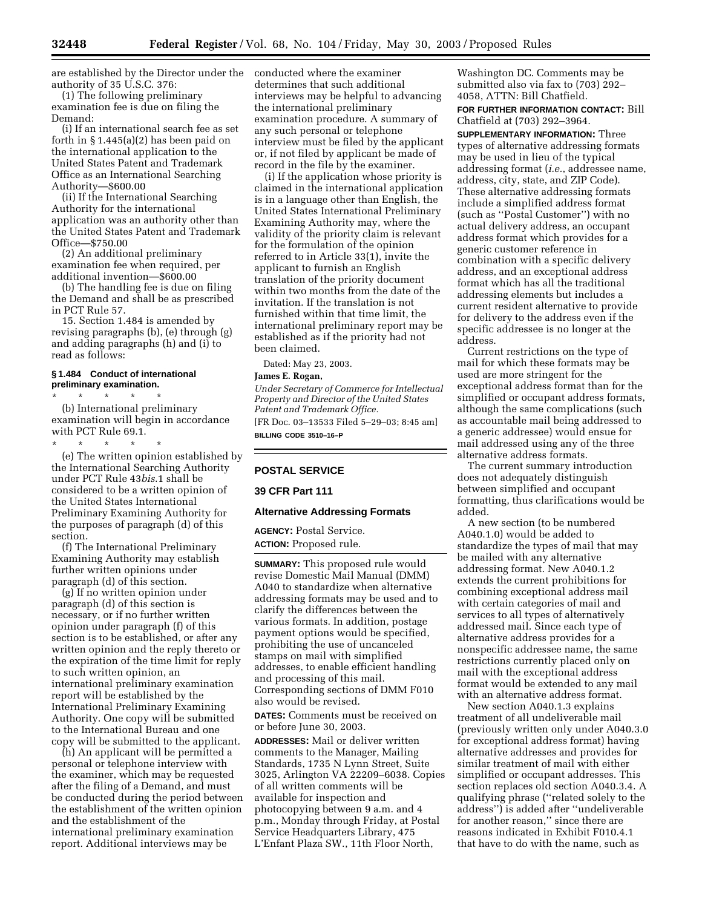are established by the Director under the authority of 35 U.S.C. 376:

(1) The following preliminary examination fee is due on filing the Demand:

(i) If an international search fee as set forth in § 1.445(a)(2) has been paid on the international application to the United States Patent and Trademark Office as an International Searching Authority—$600.00

(ii) If the International Searching Authority for the international application was an authority other than the United States Patent and Trademark Office—$750.00

(2) An additional preliminary examination fee when required, per additional invention—$600.00

(b) The handling fee is due on filing the Demand and shall be as prescribed in PCT Rule 57.

15. Section 1.484 is amended by revising paragraphs (b), (e) through (g) and adding paragraphs (h) and (i) to read as follows:

**§ 1.484 Conduct of international preliminary examination.**

\* \* \* \* \*

(b) International preliminary examination will begin in accordance with PCT Rule 69.1.

\* \* \* \* \*

(e) The written opinion established by the International Searching Authority under PCT Rule 43*bis*.1 shall be considered to be a written opinion of the United States International Preliminary Examining Authority for the purposes of paragraph (d) of this section.

(f) The International Preliminary Examining Authority may establish further written opinions under paragraph (d) of this section.

(g) If no written opinion under paragraph (d) of this section is necessary, or if no further written opinion under paragraph (f) of this section is to be established, or after any written opinion and the reply thereto or the expiration of the time limit for reply to such written opinion, an international preliminary examination report will be established by the International Preliminary Examining Authority. One copy will be submitted to the International Bureau and one copy will be submitted to the applicant.

(h) An applicant will be permitted a personal or telephone interview with the examiner, which may be requested after the filing of a Demand, and must be conducted during the period between the establishment of the written opinion and the establishment of the international preliminary examination report. Additional interviews may be conducted where the examiner determines that such additional interviews may be helpful to advancing the international preliminary examination procedure. A summary of any such personal or telephone interview must be filed by the applicant or, if not filed by applicant be made of record in the file by the examiner.

(i) If the application whose priority is claimed in the international application is in a language other than English, the United States International Preliminary Examining Authority may, where the validity of the priority claim is relevant for the formulation of the opinion referred to in Article 33(1), invite the applicant to furnish an English translation of the priority document within two months from the date of the invitation. If the translation is not furnished within that time limit, the international preliminary report may be established as if the priority had not been claimed.

Dated: May 23, 2003.

**James E. Rogan,**

*Under Secretary of Commerce for Intellectual Property and Director of the United States Patent and Trademark Office.*

[FR Doc. 03–13533 Filed 5–29–03; 8:45 am]

**BILLING CODE 3510–16–P**

## POSTAL SERVICE

## 39 CFR Part 111

## Alternative Addressing Formats

**AGENCY:** Postal Service.

**ACTION:** Proposed rule.

**SUMMARY:** This proposed rule would revise Domestic Mail Manual (DMM) A040 to standardize when alternative addressing formats may be used and to clarify the differences between the various formats. In addition, postage payment options would be specified, prohibiting the use of uncanceled stamps on mail with simplified addresses, to enable efficient handling and processing of this mail. Corresponding sections of DMM F010 also would be revised.

**DATES:** Comments must be received on or before June 30, 2003.

**ADDRESSES:** Mail or deliver written comments to the Manager, Mailing Standards, 1735 N Lynn Street, Suite 3025, Arlington VA 22209–6038. Copies of all written comments will be available for inspection and photocopying between 9 a.m. and 4 p.m., Monday through Friday, at Postal Service Headquarters Library, 475 L'Enfant Plaza SW., 11th Floor North, Washington DC. Comments may be submitted also via fax to (703) 292–4058, ATTN: Bill Chatfield.

**FOR FURTHER INFORMATION CONTACT:** Bill Chatfield at (703) 292–3964.

**SUPPLEMENTARY INFORMATION:** Three types of alternative addressing formats may be used in lieu of the typical addressing format (*i.e.*, addressee name, address, city, state, and ZIP Code). These alternative addressing formats include a simplified address format (such as ''Postal Customer'') with no actual delivery address, an occupant address format which provides for a generic customer reference in combination with a specific delivery address, and an exceptional address format which has all the traditional addressing elements but includes a current resident alternative to provide for delivery to the address even if the specific addressee is no longer at the address.

Current restrictions on the type of mail for which these formats may be used are more stringent for the exceptional address format than for the simplified or occupant address formats, although the same complications (such as accountable mail being addressed to a generic addressee) would ensue for mail addressed using any of the three alternative address formats.

The current summary introduction does not adequately distinguish between simplified and occupant formatting, thus clarifications would be added.

A new section (to be numbered A040.1.0) would be added to standardize the types of mail that may be mailed with any alternative addressing format. New A040.1.2 extends the current prohibitions for combining exceptional address mail with certain categories of mail and services to all types of alternatively addressed mail. Since each type of alternative address provides for a nonspecific addressee name, the same restrictions currently placed only on mail with the exceptional address format would be extended to any mail with an alternative address format.

New section A040.1.3 explains treatment of all undeliverable mail (previously written only under A040.3.0 for exceptional address format) having alternative addresses and provides for similar treatment of mail with either simplified or occupant addresses. This section replaces old section A040.3.4. A qualifying phrase (''related solely to the address'') is added after ''undeliverable for another reason,'' since there are reasons indicated in Exhibit F010.4.1 that have to do with the name, such as